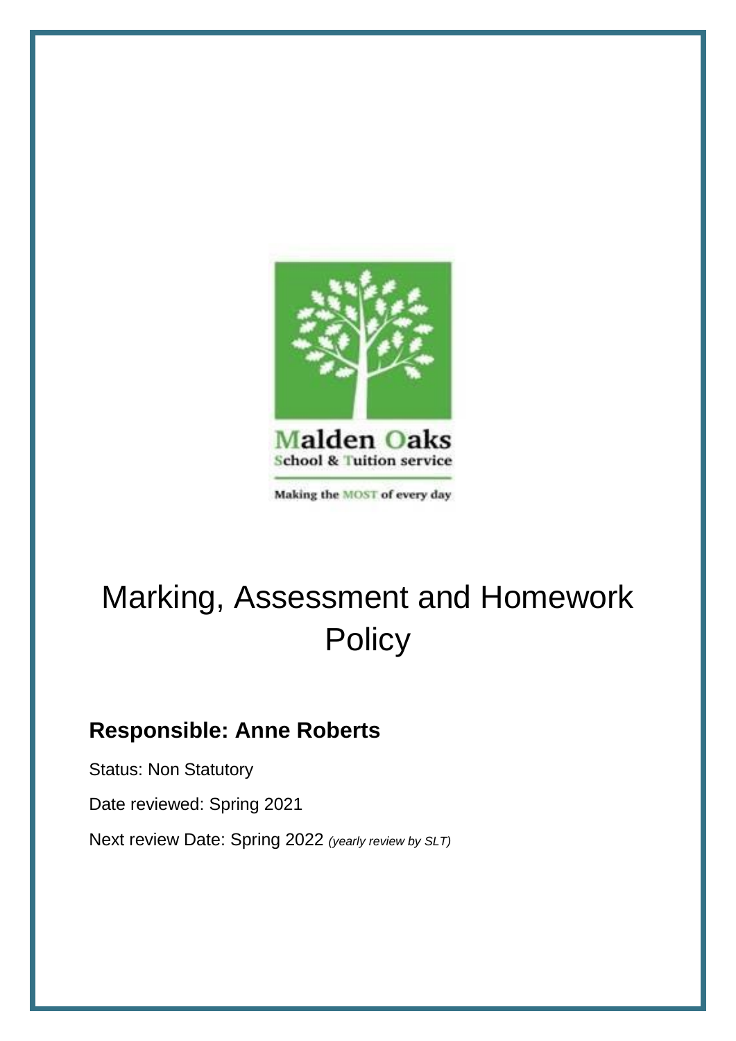Malden Oaks
School & Tuition service

Making the MOST of every day

# Marking, Assessment and Homework Policy

## Responsible: Anne Roberts

Status: Non Statutory

Date reviewed: Spring 2021

Next review Date: Spring 2022 *(yearly review by SLT)*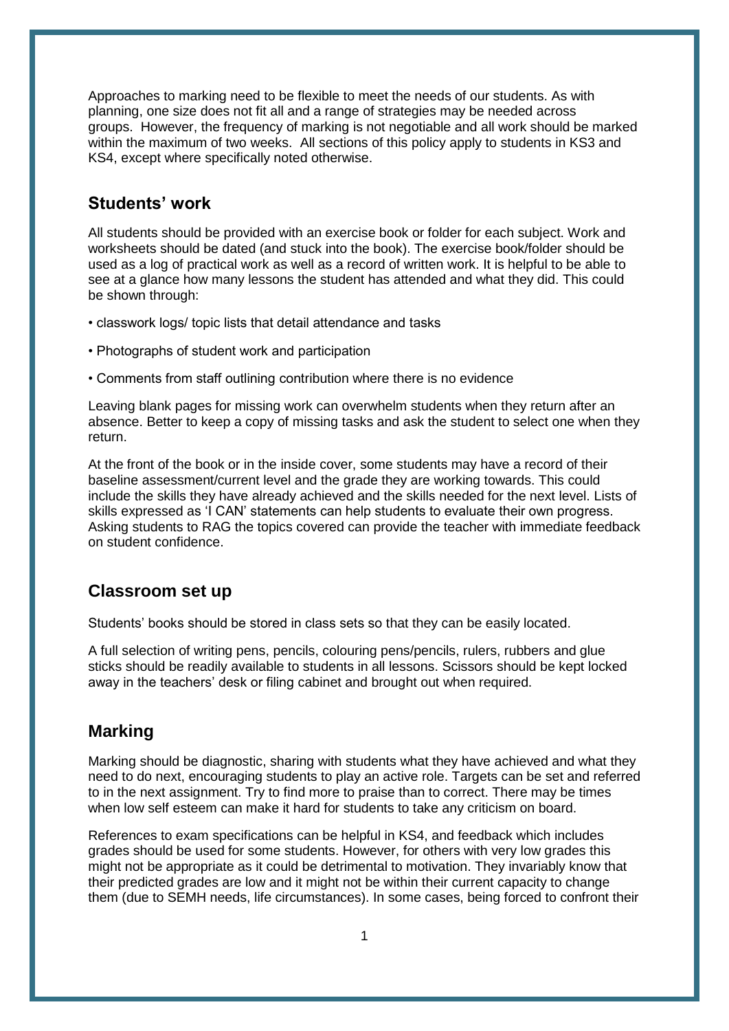Approaches to marking need to be flexible to meet the needs of our students. As with planning, one size does not fit all and a range of strategies may be needed across groups. However, the frequency of marking is not negotiable and all work should be marked within the maximum of two weeks. All sections of this policy apply to students in KS3 and KS4, except where specifically noted otherwise.

## Students' work

All students should be provided with an exercise book or folder for each subject. Work and worksheets should be dated (and stuck into the book). The exercise book/folder should be used as a log of practical work as well as a record of written work. It is helpful to be able to see at a glance how many lessons the student has attended and what they did. This could be shown through:

- classwork logs/ topic lists that detail attendance and tasks
- Photographs of student work and participation
- Comments from staff outlining contribution where there is no evidence

Leaving blank pages for missing work can overwhelm students when they return after an absence. Better to keep a copy of missing tasks and ask the student to select one when they return.

At the front of the book or in the inside cover, some students may have a record of their baseline assessment/current level and the grade they are working towards. This could include the skills they have already achieved and the skills needed for the next level. Lists of skills expressed as 'I CAN' statements can help students to evaluate their own progress. Asking students to RAG the topics covered can provide the teacher with immediate feedback on student confidence.

## Classroom set up

Students' books should be stored in class sets so that they can be easily located.

A full selection of writing pens, pencils, colouring pens/pencils, rulers, rubbers and glue sticks should be readily available to students in all lessons. Scissors should be kept locked away in the teachers' desk or filing cabinet and brought out when required.

## Marking

Marking should be diagnostic, sharing with students what they have achieved and what they need to do next, encouraging students to play an active role. Targets can be set and referred to in the next assignment. Try to find more to praise than to correct. There may be times when low self esteem can make it hard for students to take any criticism on board.

References to exam specifications can be helpful in KS4, and feedback which includes grades should be used for some students. However, for others with very low grades this might not be appropriate as it could be detrimental to motivation. They invariably know that their predicted grades are low and it might not be within their current capacity to change them (due to SEMH needs, life circumstances). In some cases, being forced to confront their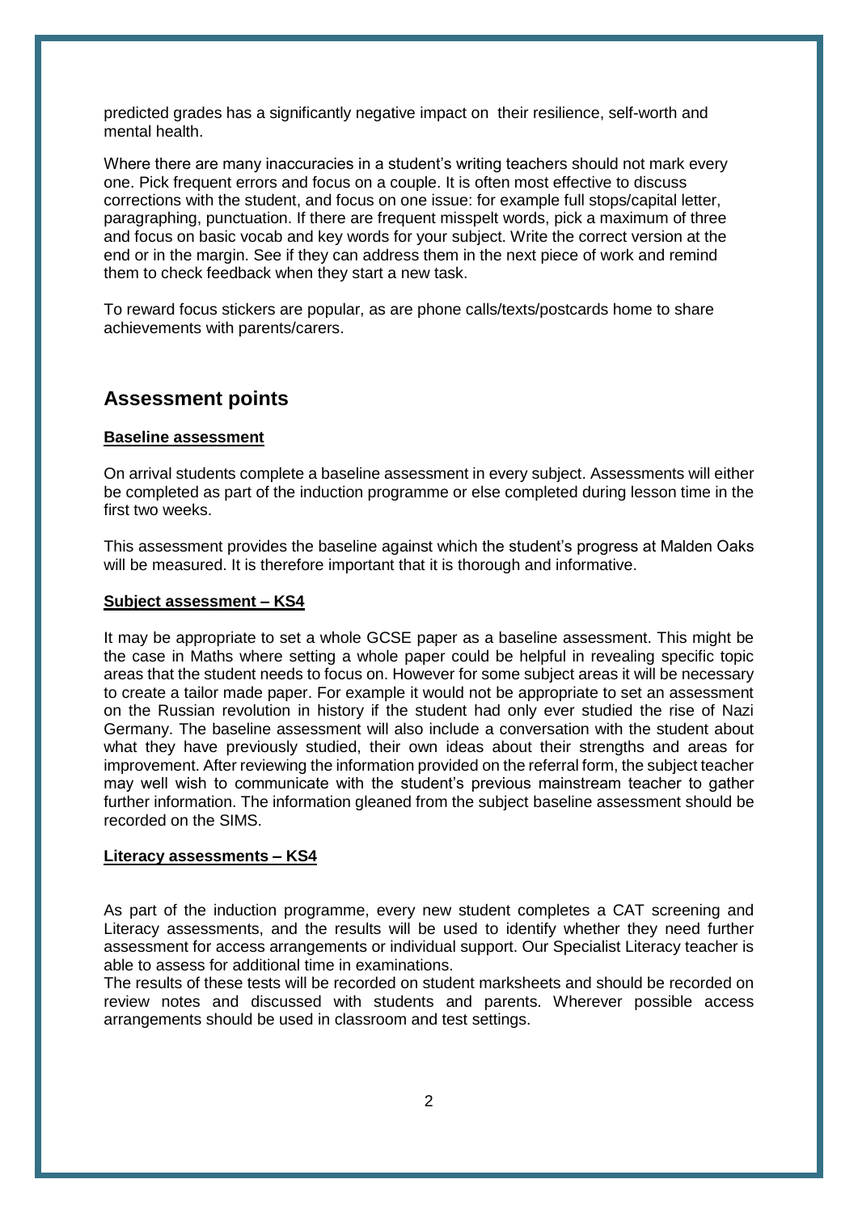predicted grades has a significantly negative impact on their resilience, self-worth and mental health.

Where there are many inaccuracies in a student's writing teachers should not mark every one. Pick frequent errors and focus on a couple. It is often most effective to discuss corrections with the student, and focus on one issue: for example full stops/capital letter, paragraphing, punctuation. If there are frequent misspelt words, pick a maximum of three and focus on basic vocab and key words for your subject. Write the correct version at the end or in the margin. See if they can address them in the next piece of work and remind them to check feedback when they start a new task.

To reward focus stickers are popular, as are phone calls/texts/postcards home to share achievements with parents/carers.

## Assessment points

**Baseline assessment**

On arrival students complete a baseline assessment in every subject. Assessments will either be completed as part of the induction programme or else completed during lesson time in the first two weeks.

This assessment provides the baseline against which the student's progress at Malden Oaks will be measured. It is therefore important that it is thorough and informative.

**Subject assessment – KS4**

It may be appropriate to set a whole GCSE paper as a baseline assessment. This might be the case in Maths where setting a whole paper could be helpful in revealing specific topic areas that the student needs to focus on. However for some subject areas it will be necessary to create a tailor made paper. For example it would not be appropriate to set an assessment on the Russian revolution in history if the student had only ever studied the rise of Nazi Germany. The baseline assessment will also include a conversation with the student about what they have previously studied, their own ideas about their strengths and areas for improvement. After reviewing the information provided on the referral form, the subject teacher may well wish to communicate with the student's previous mainstream teacher to gather further information. The information gleaned from the subject baseline assessment should be recorded on the SIMS.

**Literacy assessments – KS4**

As part of the induction programme, every new student completes a CAT screening and Literacy assessments, and the results will be used to identify whether they need further assessment for access arrangements or individual support. Our Specialist Literacy teacher is able to assess for additional time in examinations.
The results of these tests will be recorded on student marksheets and should be recorded on review notes and discussed with students and parents. Wherever possible access arrangements should be used in classroom and test settings.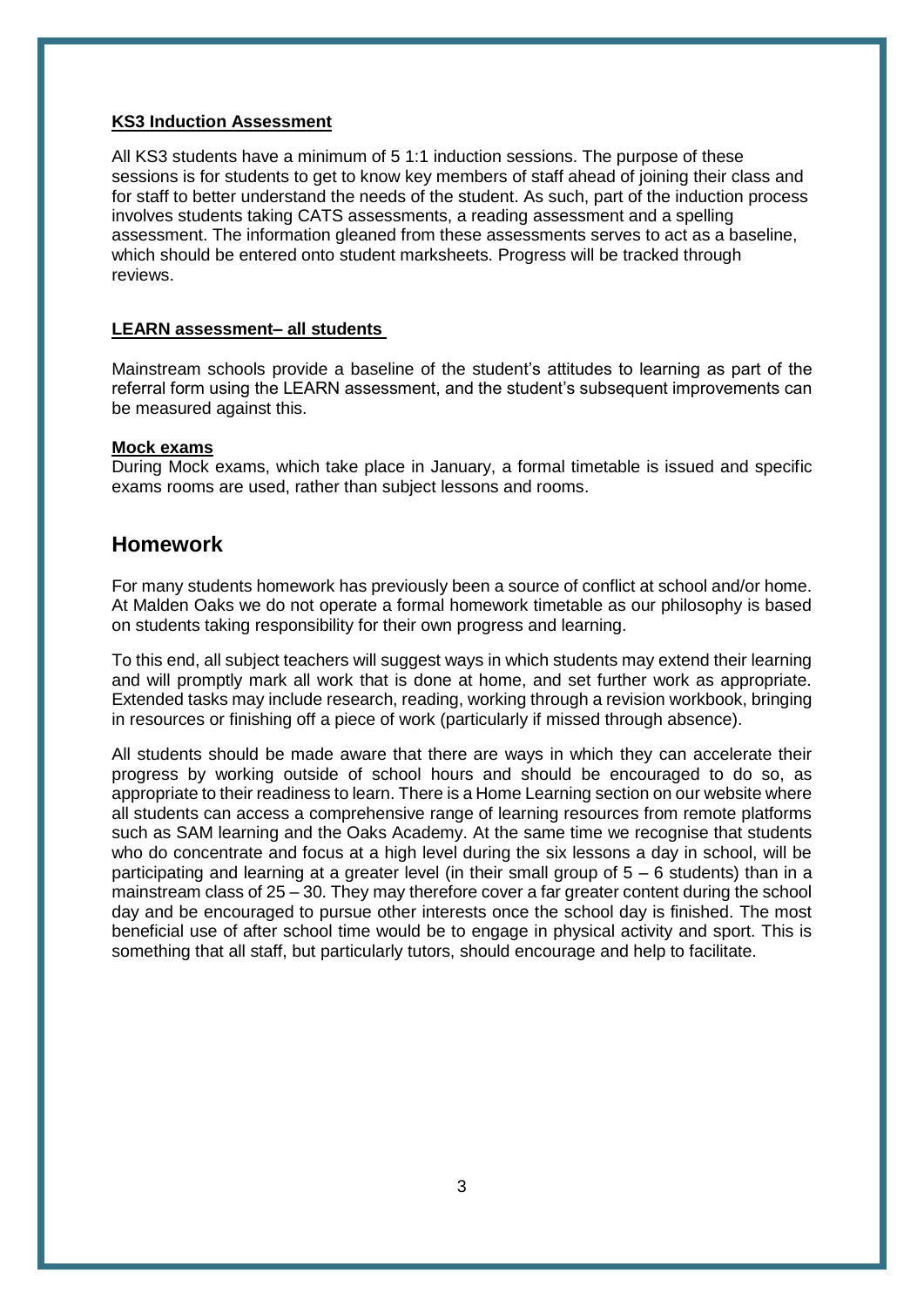**KS3 Induction Assessment**

All KS3 students have a minimum of 5 1:1 induction sessions. The purpose of these sessions is for students to get to know key members of staff ahead of joining their class and for staff to better understand the needs of the student. As such, part of the induction process involves students taking CATS assessments, a reading assessment and a spelling assessment. The information gleaned from these assessments serves to act as a baseline, which should be entered onto student marksheets. Progress will be tracked through reviews.

**LEARN assessment– all students**

Mainstream schools provide a baseline of the student's attitudes to learning as part of the referral form using the LEARN assessment, and the student's subsequent improvements can be measured against this.

**Mock exams**

During Mock exams, which take place in January, a formal timetable is issued and specific exams rooms are used, rather than subject lessons and rooms.

## Homework

For many students homework has previously been a source of conflict at school and/or home. At Malden Oaks we do not operate a formal homework timetable as our philosophy is based on students taking responsibility for their own progress and learning.

To this end, all subject teachers will suggest ways in which students may extend their learning and will promptly mark all work that is done at home, and set further work as appropriate. Extended tasks may include research, reading, working through a revision workbook, bringing in resources or finishing off a piece of work (particularly if missed through absence).

All students should be made aware that there are ways in which they can accelerate their progress by working outside of school hours and should be encouraged to do so, as appropriate to their readiness to learn. There is a Home Learning section on our website where all students can access a comprehensive range of learning resources from remote platforms such as SAM learning and the Oaks Academy. At the same time we recognise that students who do concentrate and focus at a high level during the six lessons a day in school, will be participating and learning at a greater level (in their small group of 5 – 6 students) than in a mainstream class of 25 – 30. They may therefore cover a far greater content during the school day and be encouraged to pursue other interests once the school day is finished. The most beneficial use of after school time would be to engage in physical activity and sport. This is something that all staff, but particularly tutors, should encourage and help to facilitate.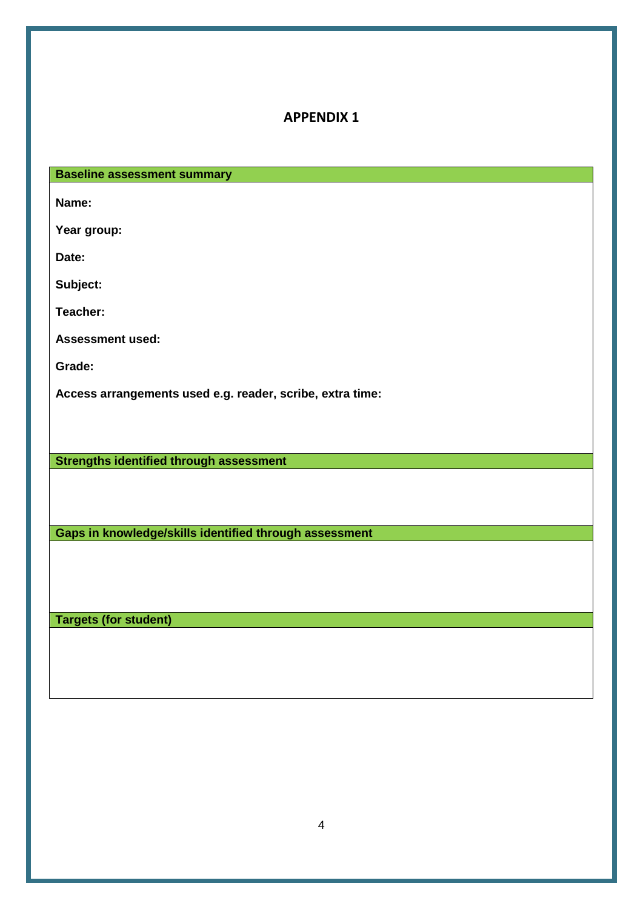# APPENDIX 1

| Baseline assessment summary |
| --- |
| **Name:**<br><br>**Year group:**<br><br>**Date:**<br><br>**Subject:**<br><br>**Teacher:**<br><br>**Assessment used:**<br><br>**Grade:**<br><br>**Access arrangements used e.g. reader, scribe, extra time:** |
| **Strengths identified through assessment** |
| |
| **Gaps in knowledge/skills identified through assessment** |
| |
| **Targets (for student)** |
| |